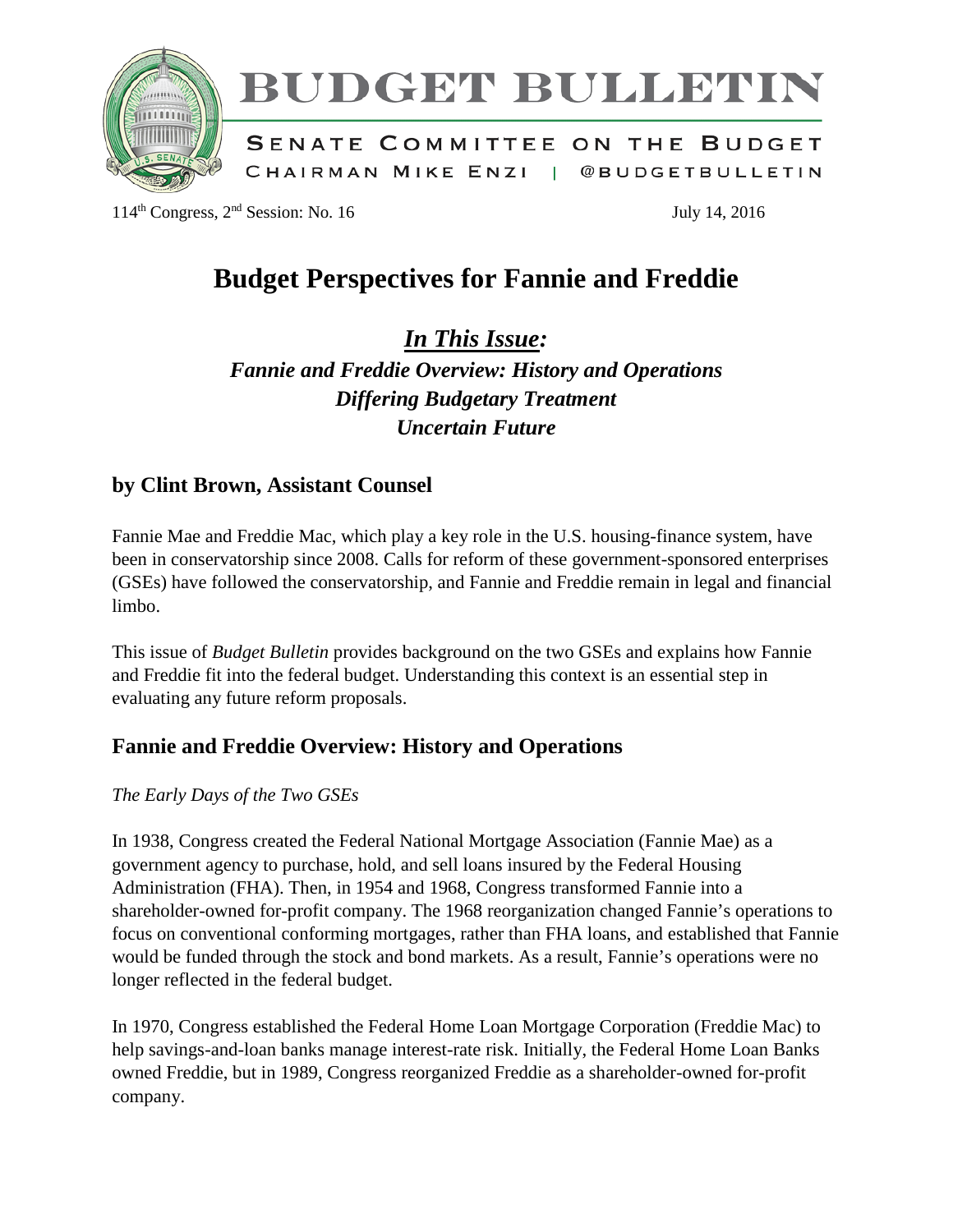# BUDGET BULLETIN

SENATE COMMITTEE ON THE BUDGET
CHAIRMAN MIKE ENZI | @BUDGETBULLETIN

114th Congress, 2nd Session: No. 16 July 14, 2016

# Budget Perspectives for Fannie and Freddie

***In This Issue:***
***Fannie and Freddie Overview: History and Operations***
***Differing Budgetary Treatment***
***Uncertain Future***

## by Clint Brown, Assistant Counsel

Fannie Mae and Freddie Mac, which play a key role in the U.S. housing-finance system, have been in conservatorship since 2008. Calls for reform of these government-sponsored enterprises (GSEs) have followed the conservatorship, and Fannie and Freddie remain in legal and financial limbo.

This issue of *Budget Bulletin* provides background on the two GSEs and explains how Fannie and Freddie fit into the federal budget. Understanding this context is an essential step in evaluating any future reform proposals.

## Fannie and Freddie Overview: History and Operations

*The Early Days of the Two GSEs*

In 1938, Congress created the Federal National Mortgage Association (Fannie Mae) as a government agency to purchase, hold, and sell loans insured by the Federal Housing Administration (FHA). Then, in 1954 and 1968, Congress transformed Fannie into a shareholder-owned for-profit company. The 1968 reorganization changed Fannie's operations to focus on conventional conforming mortgages, rather than FHA loans, and established that Fannie would be funded through the stock and bond markets. As a result, Fannie's operations were no longer reflected in the federal budget.

In 1970, Congress established the Federal Home Loan Mortgage Corporation (Freddie Mac) to help savings-and-loan banks manage interest-rate risk. Initially, the Federal Home Loan Banks owned Freddie, but in 1989, Congress reorganized Freddie as a shareholder-owned for-profit company.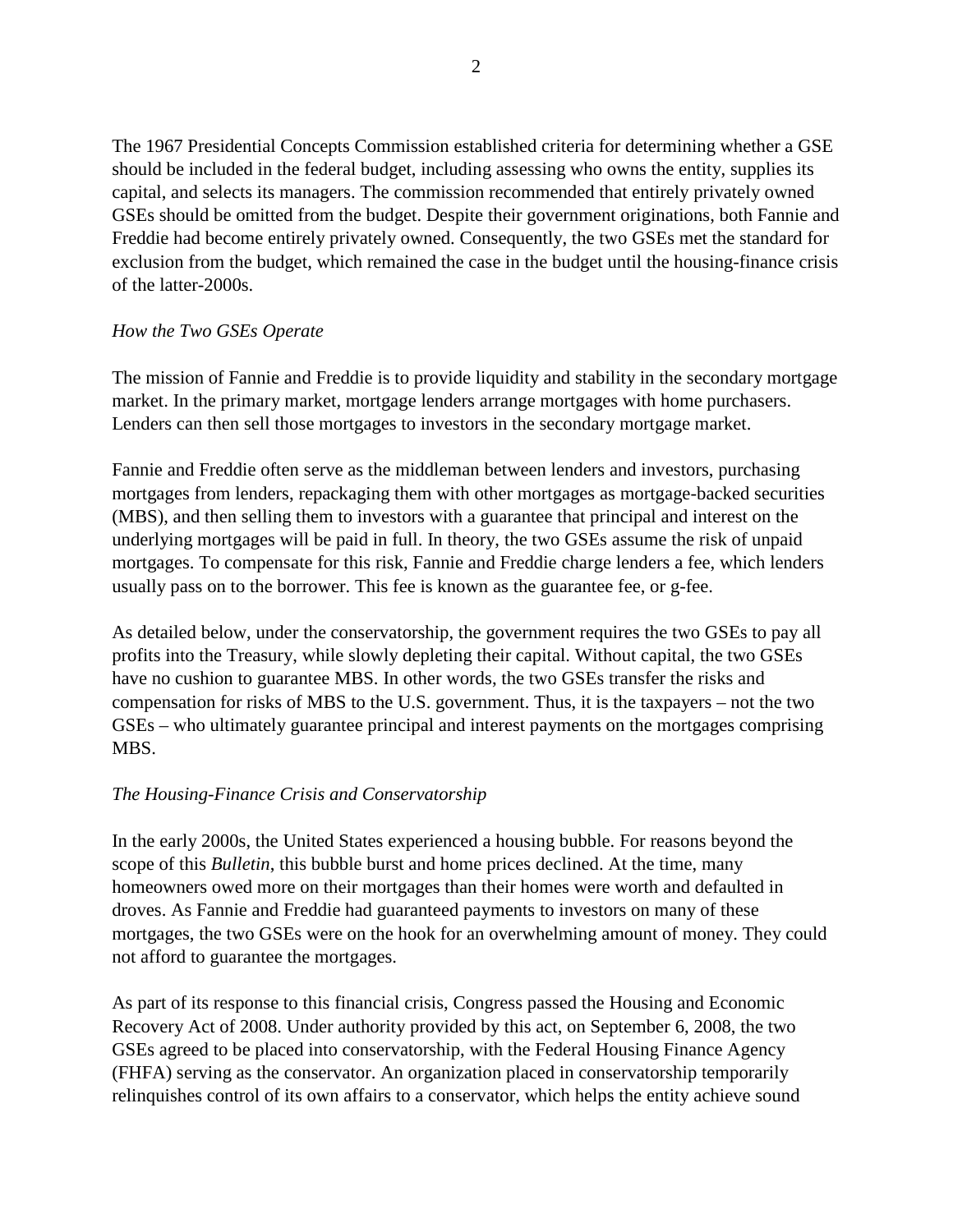The 1967 Presidential Concepts Commission established criteria for determining whether a GSE should be included in the federal budget, including assessing who owns the entity, supplies its capital, and selects its managers. The commission recommended that entirely privately owned GSEs should be omitted from the budget. Despite their government originations, both Fannie and Freddie had become entirely privately owned. Consequently, the two GSEs met the standard for exclusion from the budget, which remained the case in the budget until the housing-finance crisis of the latter-2000s.

*How the Two GSEs Operate*

The mission of Fannie and Freddie is to provide liquidity and stability in the secondary mortgage market. In the primary market, mortgage lenders arrange mortgages with home purchasers. Lenders can then sell those mortgages to investors in the secondary mortgage market.

Fannie and Freddie often serve as the middleman between lenders and investors, purchasing mortgages from lenders, repackaging them with other mortgages as mortgage-backed securities (MBS), and then selling them to investors with a guarantee that principal and interest on the underlying mortgages will be paid in full. In theory, the two GSEs assume the risk of unpaid mortgages. To compensate for this risk, Fannie and Freddie charge lenders a fee, which lenders usually pass on to the borrower. This fee is known as the guarantee fee, or g-fee.

As detailed below, under the conservatorship, the government requires the two GSEs to pay all profits into the Treasury, while slowly depleting their capital. Without capital, the two GSEs have no cushion to guarantee MBS. In other words, the two GSEs transfer the risks and compensation for risks of MBS to the U.S. government. Thus, it is the taxpayers – not the two GSEs – who ultimately guarantee principal and interest payments on the mortgages comprising MBS.

*The Housing-Finance Crisis and Conservatorship*

In the early 2000s, the United States experienced a housing bubble. For reasons beyond the scope of this *Bulletin*, this bubble burst and home prices declined. At the time, many homeowners owed more on their mortgages than their homes were worth and defaulted in droves. As Fannie and Freddie had guaranteed payments to investors on many of these mortgages, the two GSEs were on the hook for an overwhelming amount of money. They could not afford to guarantee the mortgages.

As part of its response to this financial crisis, Congress passed the Housing and Economic Recovery Act of 2008. Under authority provided by this act, on September 6, 2008, the two GSEs agreed to be placed into conservatorship, with the Federal Housing Finance Agency (FHFA) serving as the conservator. An organization placed in conservatorship temporarily relinquishes control of its own affairs to a conservator, which helps the entity achieve sound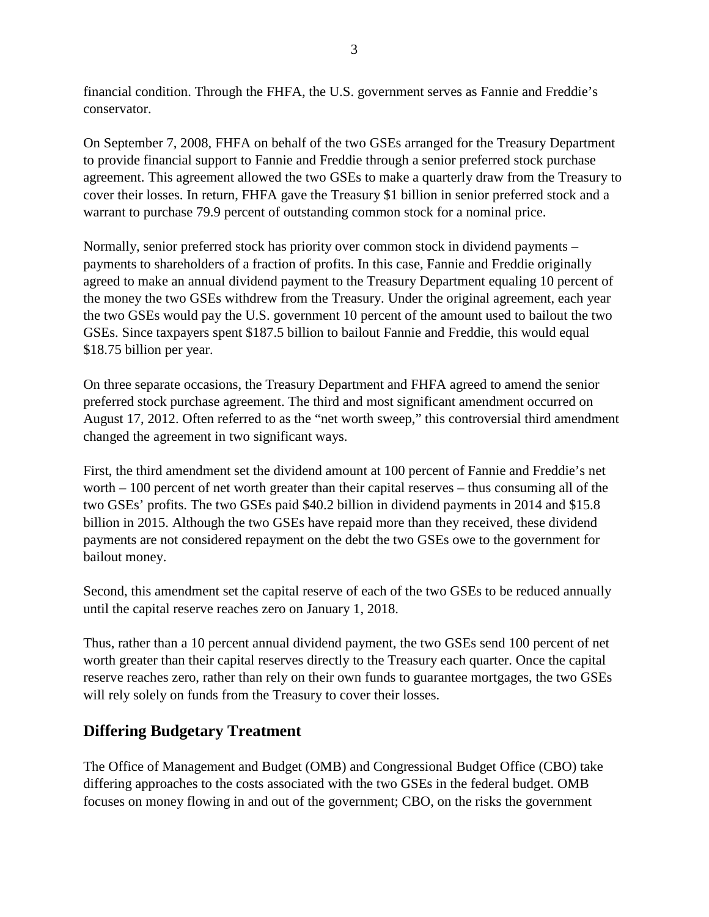financial condition. Through the FHFA, the U.S. government serves as Fannie and Freddie's conservator.

On September 7, 2008, FHFA on behalf of the two GSEs arranged for the Treasury Department to provide financial support to Fannie and Freddie through a senior preferred stock purchase agreement. This agreement allowed the two GSEs to make a quarterly draw from the Treasury to cover their losses. In return, FHFA gave the Treasury $1 billion in senior preferred stock and a warrant to purchase 79.9 percent of outstanding common stock for a nominal price.

Normally, senior preferred stock has priority over common stock in dividend payments – payments to shareholders of a fraction of profits. In this case, Fannie and Freddie originally agreed to make an annual dividend payment to the Treasury Department equaling 10 percent of the money the two GSEs withdrew from the Treasury. Under the original agreement, each year the two GSEs would pay the U.S. government 10 percent of the amount used to bailout the two GSEs. Since taxpayers spent $187.5 billion to bailout Fannie and Freddie, this would equal $18.75 billion per year.

On three separate occasions, the Treasury Department and FHFA agreed to amend the senior preferred stock purchase agreement. The third and most significant amendment occurred on August 17, 2012. Often referred to as the "net worth sweep," this controversial third amendment changed the agreement in two significant ways.

First, the third amendment set the dividend amount at 100 percent of Fannie and Freddie's net worth – 100 percent of net worth greater than their capital reserves – thus consuming all of the two GSEs' profits. The two GSEs paid $40.2 billion in dividend payments in 2014 and $15.8 billion in 2015. Although the two GSEs have repaid more than they received, these dividend payments are not considered repayment on the debt the two GSEs owe to the government for bailout money.

Second, this amendment set the capital reserve of each of the two GSEs to be reduced annually until the capital reserve reaches zero on January 1, 2018.

Thus, rather than a 10 percent annual dividend payment, the two GSEs send 100 percent of net worth greater than their capital reserves directly to the Treasury each quarter. Once the capital reserve reaches zero, rather than rely on their own funds to guarantee mortgages, the two GSEs will rely solely on funds from the Treasury to cover their losses.

## Differing Budgetary Treatment

The Office of Management and Budget (OMB) and Congressional Budget Office (CBO) take differing approaches to the costs associated with the two GSEs in the federal budget. OMB focuses on money flowing in and out of the government; CBO, on the risks the government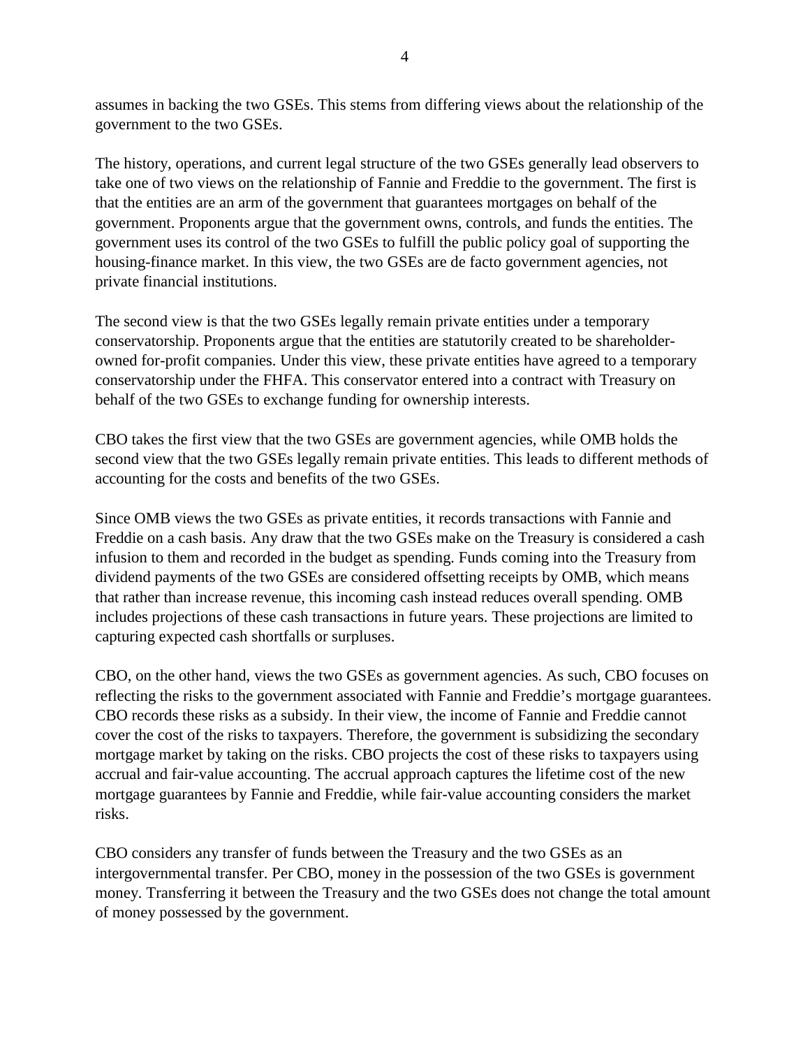assumes in backing the two GSEs. This stems from differing views about the relationship of the government to the two GSEs.

The history, operations, and current legal structure of the two GSEs generally lead observers to take one of two views on the relationship of Fannie and Freddie to the government. The first is that the entities are an arm of the government that guarantees mortgages on behalf of the government. Proponents argue that the government owns, controls, and funds the entities. The government uses its control of the two GSEs to fulfill the public policy goal of supporting the housing-finance market. In this view, the two GSEs are de facto government agencies, not private financial institutions.

The second view is that the two GSEs legally remain private entities under a temporary conservatorship. Proponents argue that the entities are statutorily created to be shareholder-owned for-profit companies. Under this view, these private entities have agreed to a temporary conservatorship under the FHFA. This conservator entered into a contract with Treasury on behalf of the two GSEs to exchange funding for ownership interests.

CBO takes the first view that the two GSEs are government agencies, while OMB holds the second view that the two GSEs legally remain private entities. This leads to different methods of accounting for the costs and benefits of the two GSEs.

Since OMB views the two GSEs as private entities, it records transactions with Fannie and Freddie on a cash basis. Any draw that the two GSEs make on the Treasury is considered a cash infusion to them and recorded in the budget as spending. Funds coming into the Treasury from dividend payments of the two GSEs are considered offsetting receipts by OMB, which means that rather than increase revenue, this incoming cash instead reduces overall spending. OMB includes projections of these cash transactions in future years. These projections are limited to capturing expected cash shortfalls or surpluses.

CBO, on the other hand, views the two GSEs as government agencies. As such, CBO focuses on reflecting the risks to the government associated with Fannie and Freddie's mortgage guarantees. CBO records these risks as a subsidy. In their view, the income of Fannie and Freddie cannot cover the cost of the risks to taxpayers. Therefore, the government is subsidizing the secondary mortgage market by taking on the risks. CBO projects the cost of these risks to taxpayers using accrual and fair-value accounting. The accrual approach captures the lifetime cost of the new mortgage guarantees by Fannie and Freddie, while fair-value accounting considers the market risks.

CBO considers any transfer of funds between the Treasury and the two GSEs as an intergovernmental transfer. Per CBO, money in the possession of the two GSEs is government money. Transferring it between the Treasury and the two GSEs does not change the total amount of money possessed by the government.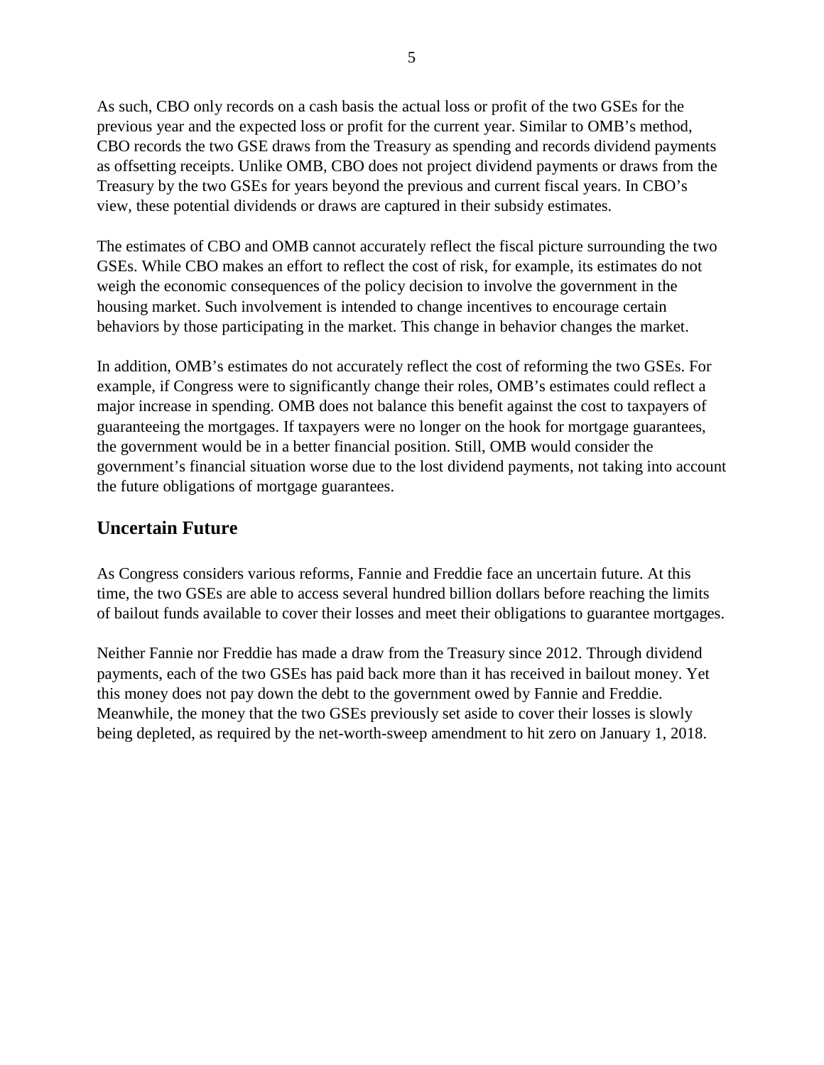As such, CBO only records on a cash basis the actual loss or profit of the two GSEs for the previous year and the expected loss or profit for the current year. Similar to OMB's method, CBO records the two GSE draws from the Treasury as spending and records dividend payments as offsetting receipts. Unlike OMB, CBO does not project dividend payments or draws from the Treasury by the two GSEs for years beyond the previous and current fiscal years. In CBO's view, these potential dividends or draws are captured in their subsidy estimates.

The estimates of CBO and OMB cannot accurately reflect the fiscal picture surrounding the two GSEs. While CBO makes an effort to reflect the cost of risk, for example, its estimates do not weigh the economic consequences of the policy decision to involve the government in the housing market. Such involvement is intended to change incentives to encourage certain behaviors by those participating in the market. This change in behavior changes the market.

In addition, OMB's estimates do not accurately reflect the cost of reforming the two GSEs. For example, if Congress were to significantly change their roles, OMB's estimates could reflect a major increase in spending. OMB does not balance this benefit against the cost to taxpayers of guaranteeing the mortgages. If taxpayers were no longer on the hook for mortgage guarantees, the government would be in a better financial position. Still, OMB would consider the government's financial situation worse due to the lost dividend payments, not taking into account the future obligations of mortgage guarantees.

## Uncertain Future

As Congress considers various reforms, Fannie and Freddie face an uncertain future. At this time, the two GSEs are able to access several hundred billion dollars before reaching the limits of bailout funds available to cover their losses and meet their obligations to guarantee mortgages.

Neither Fannie nor Freddie has made a draw from the Treasury since 2012. Through dividend payments, each of the two GSEs has paid back more than it has received in bailout money. Yet this money does not pay down the debt to the government owed by Fannie and Freddie. Meanwhile, the money that the two GSEs previously set aside to cover their losses is slowly being depleted, as required by the net-worth-sweep amendment to hit zero on January 1, 2018.